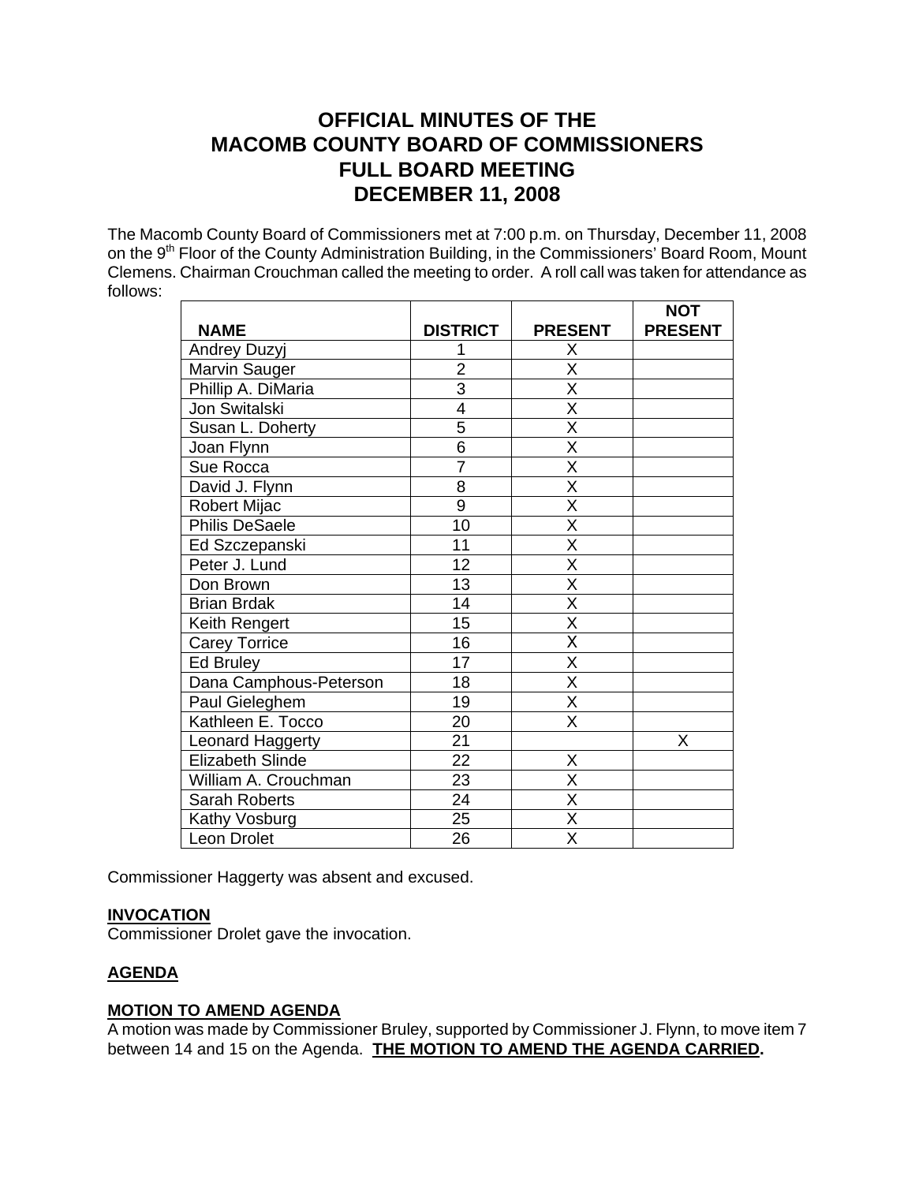# OFFICIAL MINUTES OF THE MACOMB COUNTY BOARD OF COMMISSIONERS FULL BOARD MEETING DECEMBER 11, 2008

The Macomb County Board of Commissioners met at 7:00 p.m. on Thursday, December 11, 2008 on the 9th Floor of the County Administration Building, in the Commissioners' Board Room, Mount Clemens. Chairman Crouchman called the meeting to order. A roll call was taken for attendance as follows:

| NAME | DISTRICT | PRESENT | NOT PRESENT |
|---|---|---|---|
| Andrey Duzyj | 1 | X | |
| Marvin Sauger | 2 | X | |
| Phillip A. DiMaria | 3 | X | |
| Jon Switalski | 4 | X | |
| Susan L. Doherty | 5 | X | |
| Joan Flynn | 6 | X | |
| Sue Rocca | 7 | X | |
| David J. Flynn | 8 | X | |
| Robert Mijac | 9 | X | |
| Philis DeSaele | 10 | X | |
| Ed Szczepanski | 11 | X | |
| Peter J. Lund | 12 | X | |
| Don Brown | 13 | X | |
| Brian Brdak | 14 | X | |
| Keith Rengert | 15 | X | |
| Carey Torrice | 16 | X | |
| Ed Bruley | 17 | X | |
| Dana Camphous-Peterson | 18 | X | |
| Paul Gieleghem | 19 | X | |
| Kathleen E. Tocco | 20 | X | |
| Leonard Haggerty | 21 | | X |
| Elizabeth Slinde | 22 | X | |
| William A. Crouchman | 23 | X | |
| Sarah Roberts | 24 | X | |
| Kathy Vosburg | 25 | X | |
| Leon Drolet | 26 | X | |

Commissioner Haggerty was absent and excused.

**INVOCATION**

Commissioner Drolet gave the invocation.

**AGENDA**

**MOTION TO AMEND AGENDA**

A motion was made by Commissioner Bruley, supported by Commissioner J. Flynn, to move item 7 between 14 and 15 on the Agenda. **THE MOTION TO AMEND THE AGENDA CARRIED.**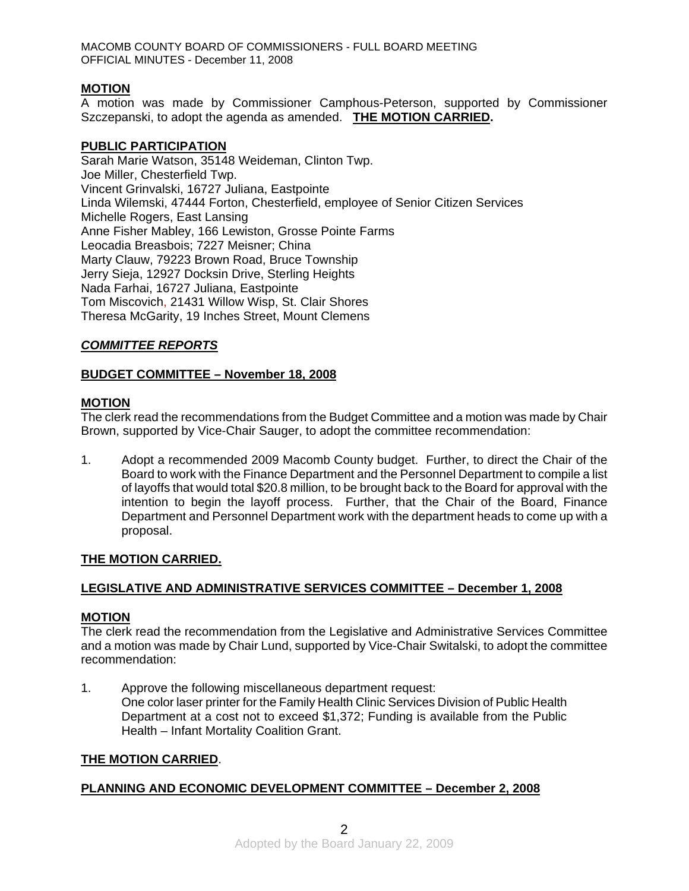**MOTION**

A motion was made by Commissioner Camphous-Peterson, supported by Commissioner Szczepanski, to adopt the agenda as amended. **THE MOTION CARRIED.**

**PUBLIC PARTICIPATION**

Sarah Marie Watson, 35148 Weideman, Clinton Twp.
Joe Miller, Chesterfield Twp.
Vincent Grinvalski, 16727 Juliana, Eastpointe
Linda Wilemski, 47444 Forton, Chesterfield, employee of Senior Citizen Services
Michelle Rogers, East Lansing
Anne Fisher Mabley, 166 Lewiston, Grosse Pointe Farms
Leocadia Breasbois; 7227 Meisner; China
Marty Clauw, 79223 Brown Road, Bruce Township
Jerry Sieja, 12927 Docksin Drive, Sterling Heights
Nada Farhai, 16727 Juliana, Eastpointe
Tom Miscovich, 21431 Willow Wisp, St. Clair Shores
Theresa McGarity, 19 Inches Street, Mount Clemens

***COMMITTEE REPORTS***

**BUDGET COMMITTEE – November 18, 2008**

**MOTION**

The clerk read the recommendations from the Budget Committee and a motion was made by Chair Brown, supported by Vice-Chair Sauger, to adopt the committee recommendation:

1. Adopt a recommended 2009 Macomb County budget. Further, to direct the Chair of the Board to work with the Finance Department and the Personnel Department to compile a list of layoffs that would total $20.8 million, to be brought back to the Board for approval with the intention to begin the layoff process. Further, that the Chair of the Board, Finance Department and Personnel Department work with the department heads to come up with a proposal.

**THE MOTION CARRIED.**

**LEGISLATIVE AND ADMINISTRATIVE SERVICES COMMITTEE – December 1, 2008**

**MOTION**

The clerk read the recommendation from the Legislative and Administrative Services Committee and a motion was made by Chair Lund, supported by Vice-Chair Switalski, to adopt the committee recommendation:

1. Approve the following miscellaneous department request:
   One color laser printer for the Family Health Clinic Services Division of Public Health Department at a cost not to exceed $1,372; Funding is available from the Public Health – Infant Mortality Coalition Grant.

**THE MOTION CARRIED**.

**PLANNING AND ECONOMIC DEVELOPMENT COMMITTEE – December 2, 2008**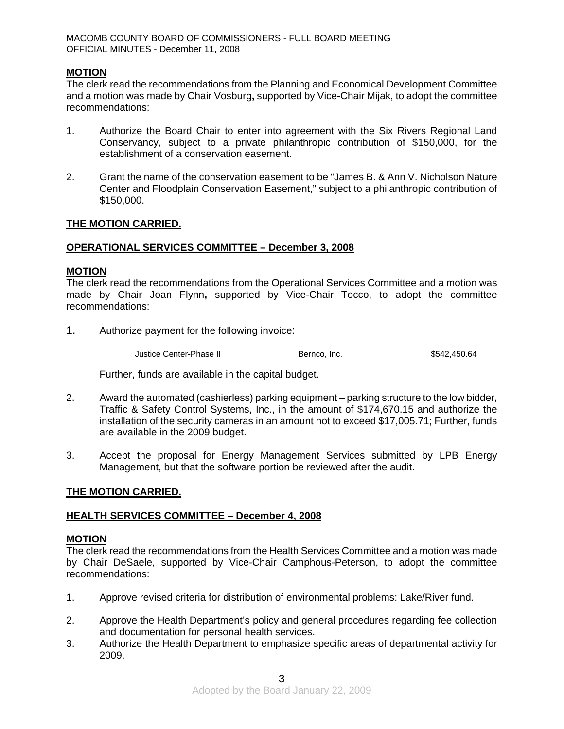**MOTION**

The clerk read the recommendations from the Planning and Economical Development Committee and a motion was made by Chair Vosburg, supported by Vice-Chair Mijak, to adopt the committee recommendations:

1. Authorize the Board Chair to enter into agreement with the Six Rivers Regional Land Conservancy, subject to a private philanthropic contribution of $150,000, for the establishment of a conservation easement.

2. Grant the name of the conservation easement to be "James B. & Ann V. Nicholson Nature Center and Floodplain Conservation Easement," subject to a philanthropic contribution of $150,000.

**THE MOTION CARRIED.**

**OPERATIONAL SERVICES COMMITTEE – December 3, 2008**

**MOTION**

The clerk read the recommendations from the Operational Services Committee and a motion was made by Chair Joan Flynn, supported by Vice-Chair Tocco, to adopt the committee recommendations:

1. Authorize payment for the following invoice:

| | | |
|---|---|---|
| Justice Center-Phase II | Bernco, Inc. | $542,450.64 |

   Further, funds are available in the capital budget.

2. Award the automated (cashierless) parking equipment – parking structure to the low bidder, Traffic & Safety Control Systems, Inc., in the amount of $174,670.15 and authorize the installation of the security cameras in an amount not to exceed $17,005.71; Further, funds are available in the 2009 budget.

3. Accept the proposal for Energy Management Services submitted by LPB Energy Management, but that the software portion be reviewed after the audit.

**THE MOTION CARRIED.**

**HEALTH SERVICES COMMITTEE – December 4, 2008**

**MOTION**

The clerk read the recommendations from the Health Services Committee and a motion was made by Chair DeSaele, supported by Vice-Chair Camphous-Peterson, to adopt the committee recommendations:

1. Approve revised criteria for distribution of environmental problems: Lake/River fund.

2. Approve the Health Department's policy and general procedures regarding fee collection and documentation for personal health services.
3. Authorize the Health Department to emphasize specific areas of departmental activity for 2009.

Adopted by the Board January 22, 2009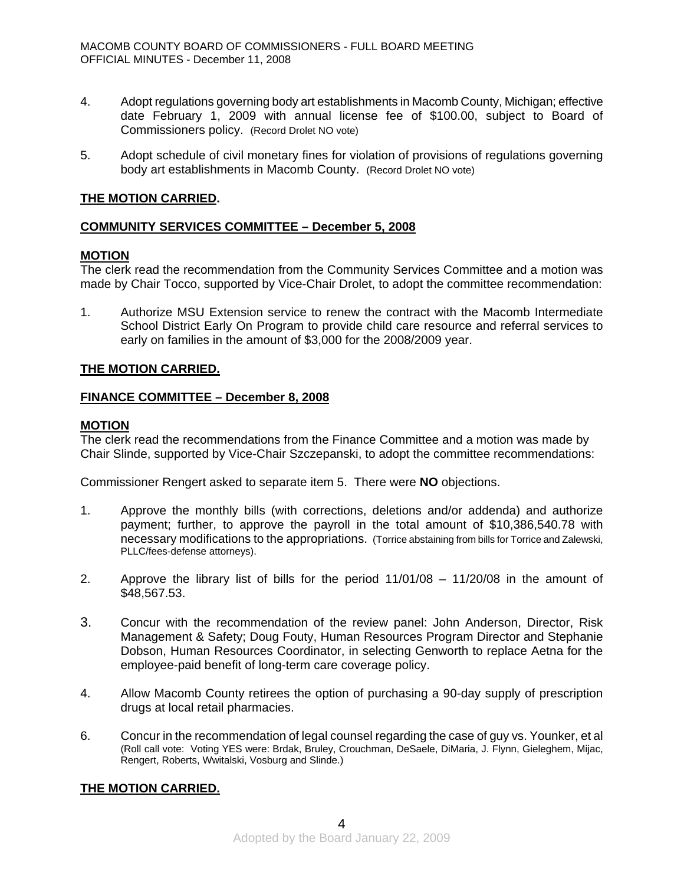4. Adopt regulations governing body art establishments in Macomb County, Michigan; effective date February 1, 2009 with annual license fee of $100.00, subject to Board of Commissioners policy. (Record Drolet NO vote)

5. Adopt schedule of civil monetary fines for violation of provisions of regulations governing body art establishments in Macomb County. (Record Drolet NO vote)

**THE MOTION CARRIED.**

**COMMUNITY SERVICES COMMITTEE – December 5, 2008**

**MOTION**

The clerk read the recommendation from the Community Services Committee and a motion was made by Chair Tocco, supported by Vice-Chair Drolet, to adopt the committee recommendation:

1. Authorize MSU Extension service to renew the contract with the Macomb Intermediate School District Early On Program to provide child care resource and referral services to early on families in the amount of $3,000 for the 2008/2009 year.

**THE MOTION CARRIED.**

**FINANCE COMMITTEE – December 8, 2008**

**MOTION**

The clerk read the recommendations from the Finance Committee and a motion was made by Chair Slinde, supported by Vice-Chair Szczepanski, to adopt the committee recommendations:

Commissioner Rengert asked to separate item 5. There were **NO** objections.

1. Approve the monthly bills (with corrections, deletions and/or addenda) and authorize payment; further, to approve the payroll in the total amount of $10,386,540.78 with necessary modifications to the appropriations. (Torrice abstaining from bills for Torrice and Zalewski, PLLC/fees-defense attorneys).

2. Approve the library list of bills for the period 11/01/08 – 11/20/08 in the amount of $48,567.53.

3. Concur with the recommendation of the review panel: John Anderson, Director, Risk Management & Safety; Doug Fouty, Human Resources Program Director and Stephanie Dobson, Human Resources Coordinator, in selecting Genworth to replace Aetna for the employee-paid benefit of long-term care coverage policy.

4. Allow Macomb County retirees the option of purchasing a 90-day supply of prescription drugs at local retail pharmacies.

6. Concur in the recommendation of legal counsel regarding the case of guy vs. Younker, et al (Roll call vote: Voting YES were: Brdak, Bruley, Crouchman, DeSaele, DiMaria, J. Flynn, Gieleghem, Mijac, Rengert, Roberts, Wwitalski, Vosburg and Slinde.)

**THE MOTION CARRIED.**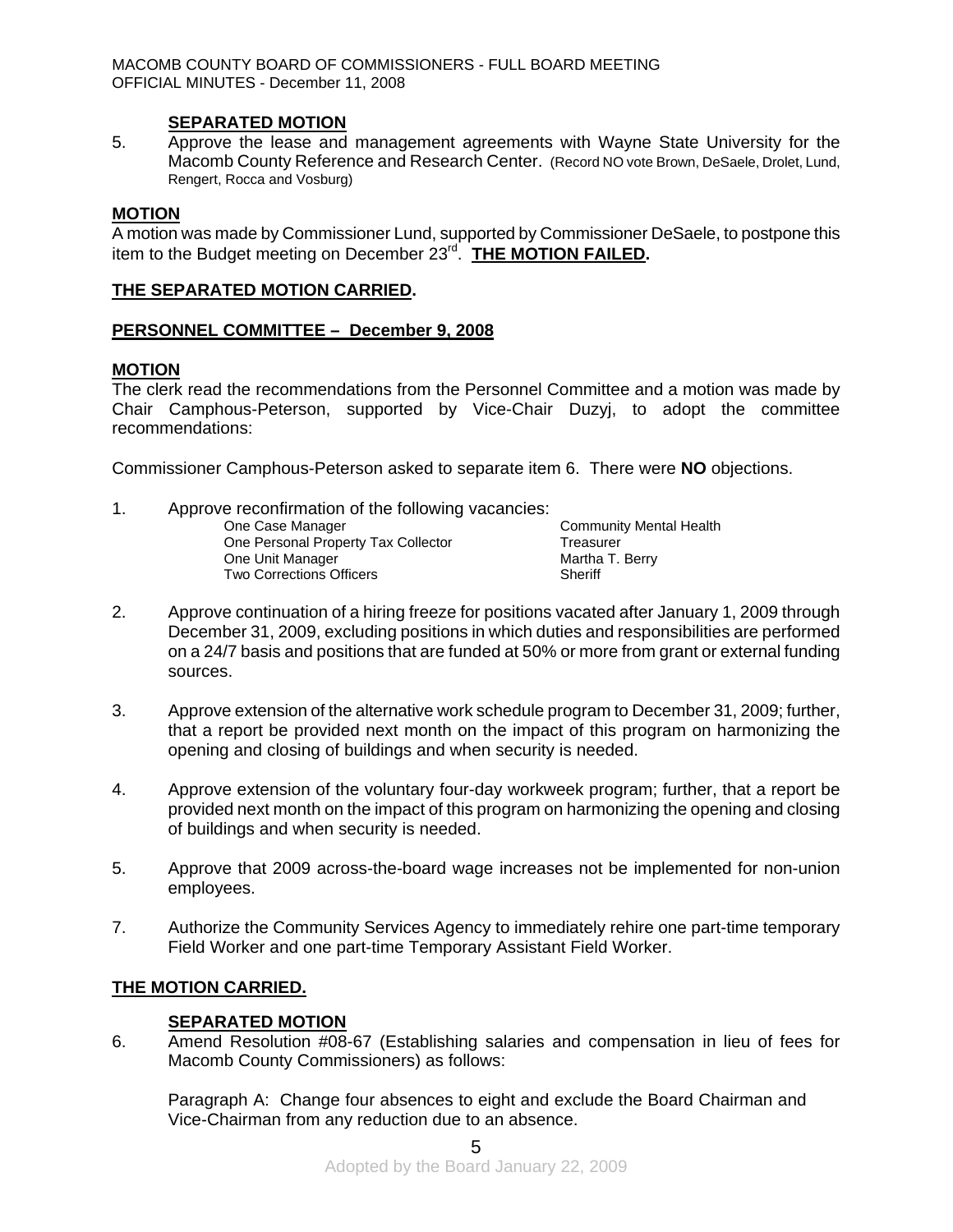**SEPARATED MOTION**

5. Approve the lease and management agreements with Wayne State University for the Macomb County Reference and Research Center. (Record NO vote Brown, DeSaele, Drolet, Lund, Rengert, Rocca and Vosburg)

**MOTION**

A motion was made by Commissioner Lund, supported by Commissioner DeSaele, to postpone this item to the Budget meeting on December 23rd. **THE MOTION FAILED.**

**THE SEPARATED MOTION CARRIED.**

**PERSONNEL COMMITTEE – December 9, 2008**

**MOTION**

The clerk read the recommendations from the Personnel Committee and a motion was made by Chair Camphous-Peterson, supported by Vice-Chair Duzyj, to adopt the committee recommendations:

Commissioner Camphous-Peterson asked to separate item 6. There were **NO** objections.

1. Approve reconfirmation of the following vacancies:

| | |
|---|---|
| One Case Manager | Community Mental Health |
| One Personal Property Tax Collector | Treasurer |
| One Unit Manager | Martha T. Berry |
| Two Corrections Officers | Sheriff |

2. Approve continuation of a hiring freeze for positions vacated after January 1, 2009 through December 31, 2009, excluding positions in which duties and responsibilities are performed on a 24/7 basis and positions that are funded at 50% or more from grant or external funding sources.

3. Approve extension of the alternative work schedule program to December 31, 2009; further, that a report be provided next month on the impact of this program on harmonizing the opening and closing of buildings and when security is needed.

4. Approve extension of the voluntary four-day workweek program; further, that a report be provided next month on the impact of this program on harmonizing the opening and closing of buildings and when security is needed.

5. Approve that 2009 across-the-board wage increases not be implemented for non-union employees.

7. Authorize the Community Services Agency to immediately rehire one part-time temporary Field Worker and one part-time Temporary Assistant Field Worker.

**THE MOTION CARRIED.**

**SEPARATED MOTION**

6. Amend Resolution #08-67 (Establishing salaries and compensation in lieu of fees for Macomb County Commissioners) as follows:

Paragraph A: Change four absences to eight and exclude the Board Chairman and Vice-Chairman from any reduction due to an absence.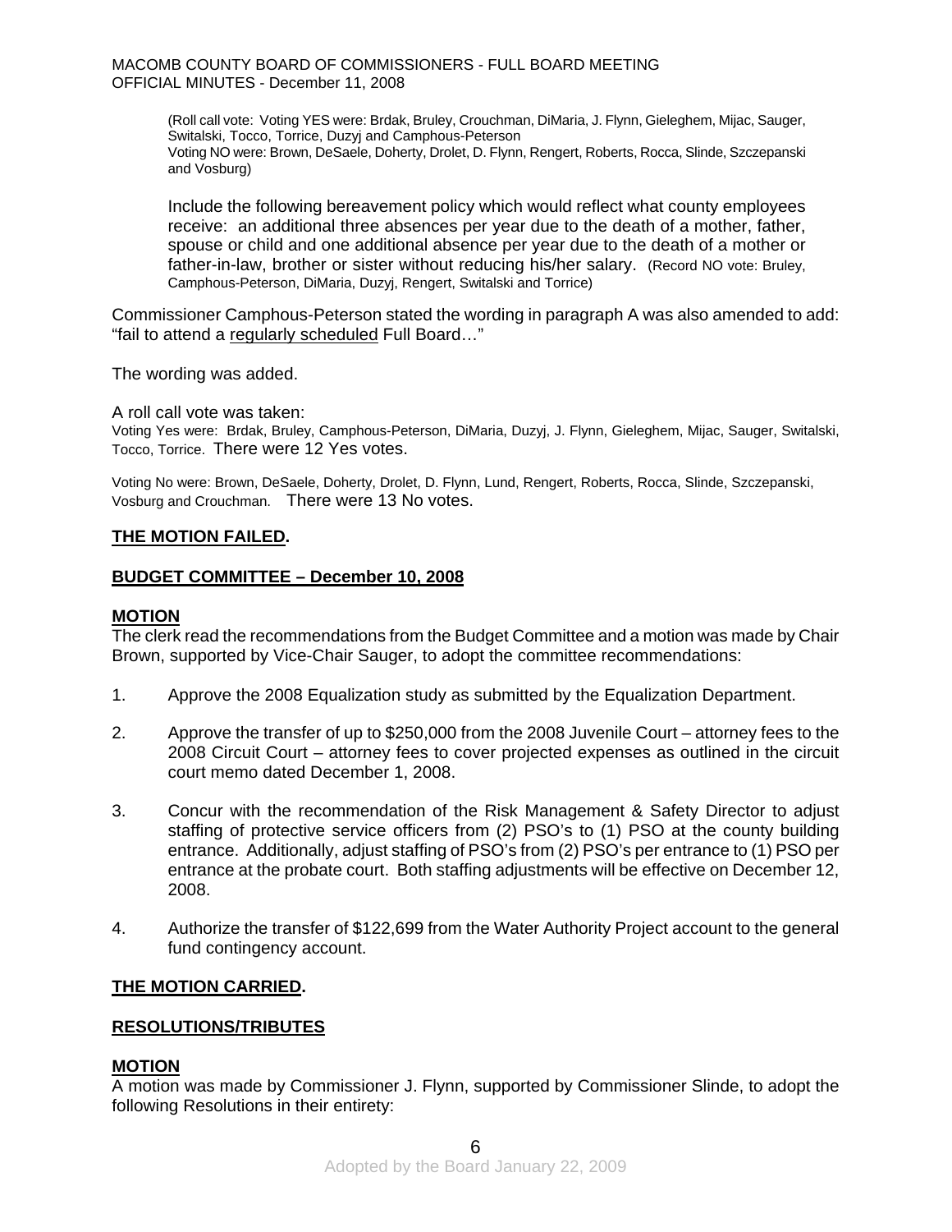(Roll call vote: Voting YES were: Brdak, Bruley, Crouchman, DiMaria, J. Flynn, Gieleghem, Mijac, Sauger, Switalski, Tocco, Torrice, Duzyj and Camphous-Peterson
Voting NO were: Brown, DeSaele, Doherty, Drolet, D. Flynn, Rengert, Roberts, Rocca, Slinde, Szczepanski and Vosburg)

Include the following bereavement policy which would reflect what county employees receive: an additional three absences per year due to the death of a mother, father, spouse or child and one additional absence per year due to the death of a mother or father-in-law, brother or sister without reducing his/her salary. (Record NO vote: Bruley, Camphous-Peterson, DiMaria, Duzyj, Rengert, Switalski and Torrice)

Commissioner Camphous-Peterson stated the wording in paragraph A was also amended to add: "fail to attend a regularly scheduled Full Board…"

The wording was added.

A roll call vote was taken:
Voting Yes were: Brdak, Bruley, Camphous-Peterson, DiMaria, Duzyj, J. Flynn, Gieleghem, Mijac, Sauger, Switalski, Tocco, Torrice. There were 12 Yes votes.

Voting No were: Brown, DeSaele, Doherty, Drolet, D. Flynn, Lund, Rengert, Roberts, Rocca, Slinde, Szczepanski, Vosburg and Crouchman. There were 13 No votes.

**THE MOTION FAILED.**

**BUDGET COMMITTEE – December 10, 2008**

**MOTION**
The clerk read the recommendations from the Budget Committee and a motion was made by Chair Brown, supported by Vice-Chair Sauger, to adopt the committee recommendations:

1. Approve the 2008 Equalization study as submitted by the Equalization Department.

2. Approve the transfer of up to $250,000 from the 2008 Juvenile Court – attorney fees to the 2008 Circuit Court – attorney fees to cover projected expenses as outlined in the circuit court memo dated December 1, 2008.

3. Concur with the recommendation of the Risk Management & Safety Director to adjust staffing of protective service officers from (2) PSO's to (1) PSO at the county building entrance. Additionally, adjust staffing of PSO's from (2) PSO's per entrance to (1) PSO per entrance at the probate court. Both staffing adjustments will be effective on December 12, 2008.

4. Authorize the transfer of $122,699 from the Water Authority Project account to the general fund contingency account.

**THE MOTION CARRIED.**

**RESOLUTIONS/TRIBUTES**

**MOTION**
A motion was made by Commissioner J. Flynn, supported by Commissioner Slinde, to adopt the following Resolutions in their entirety:

Adopted by the Board January 22, 2009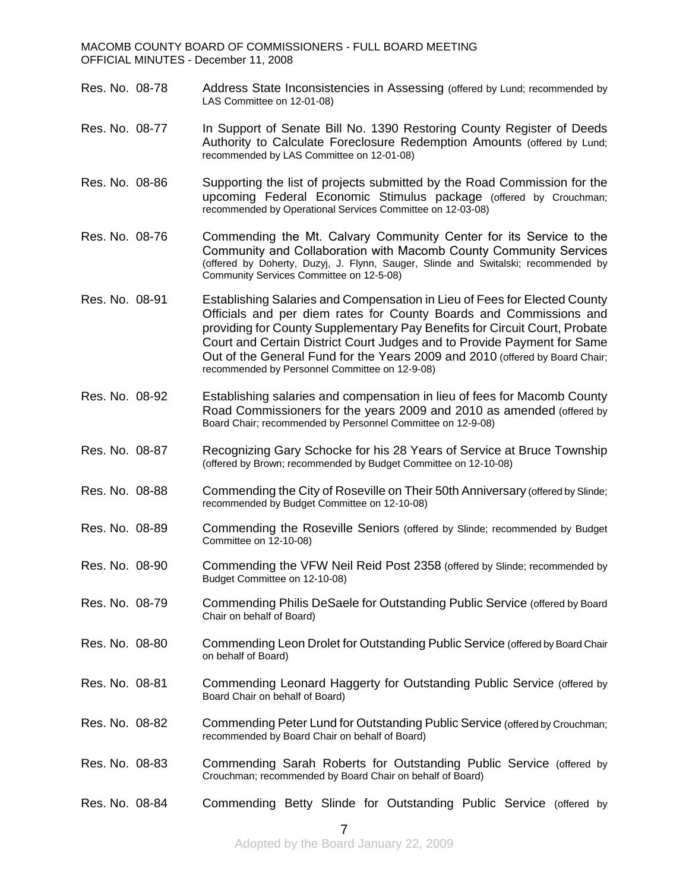Res. No. 08-78 Address State Inconsistencies in Assessing (offered by Lund; recommended by LAS Committee on 12-01-08)

Res. No. 08-77 In Support of Senate Bill No. 1390 Restoring County Register of Deeds Authority to Calculate Foreclosure Redemption Amounts (offered by Lund; recommended by LAS Committee on 12-01-08)

Res. No. 08-86 Supporting the list of projects submitted by the Road Commission for the upcoming Federal Economic Stimulus package (offered by Crouchman; recommended by Operational Services Committee on 12-03-08)

Res. No. 08-76 Commending the Mt. Calvary Community Center for its Service to the Community and Collaboration with Macomb County Community Services (offered by Doherty, Duzyj, J. Flynn, Sauger, Slinde and Switalski; recommended by Community Services Committee on 12-5-08)

Res. No. 08-91 Establishing Salaries and Compensation in Lieu of Fees for Elected County Officials and per diem rates for County Boards and Commissions and providing for County Supplementary Pay Benefits for Circuit Court, Probate Court and Certain District Court Judges and to Provide Payment for Same Out of the General Fund for the Years 2009 and 2010 (offered by Board Chair; recommended by Personnel Committee on 12-9-08)

Res. No. 08-92 Establishing salaries and compensation in lieu of fees for Macomb County Road Commissioners for the years 2009 and 2010 as amended (offered by Board Chair; recommended by Personnel Committee on 12-9-08)

Res. No. 08-87 Recognizing Gary Schocke for his 28 Years of Service at Bruce Township (offered by Brown; recommended by Budget Committee on 12-10-08)

Res. No. 08-88 Commending the City of Roseville on Their 50th Anniversary (offered by Slinde; recommended by Budget Committee on 12-10-08)

Res. No. 08-89 Commending the Roseville Seniors (offered by Slinde; recommended by Budget Committee on 12-10-08)

Res. No. 08-90 Commending the VFW Neil Reid Post 2358 (offered by Slinde; recommended by Budget Committee on 12-10-08)

Res. No. 08-79 Commending Philis DeSaele for Outstanding Public Service (offered by Board Chair on behalf of Board)

Res. No. 08-80 Commending Leon Drolet for Outstanding Public Service (offered by Board Chair on behalf of Board)

Res. No. 08-81 Commending Leonard Haggerty for Outstanding Public Service (offered by Board Chair on behalf of Board)

Res. No. 08-82 Commending Peter Lund for Outstanding Public Service (offered by Crouchman; recommended by Board Chair on behalf of Board)

Res. No. 08-83 Commending Sarah Roberts for Outstanding Public Service (offered by Crouchman; recommended by Board Chair on behalf of Board)

Res. No. 08-84 Commending Betty Slinde for Outstanding Public Service (offered by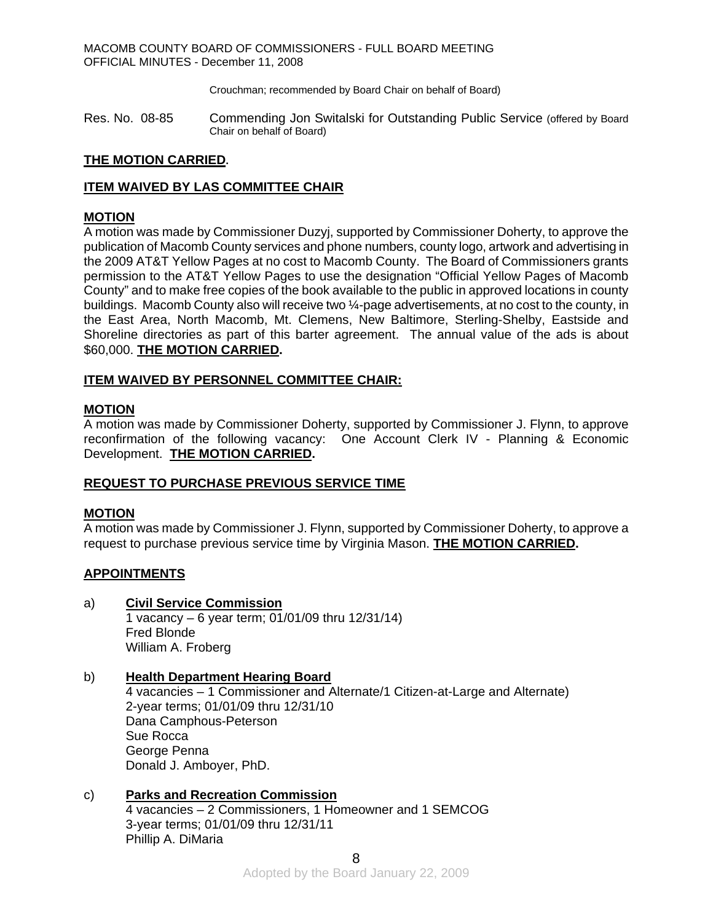Crouchman; recommended by Board Chair on behalf of Board)

Res. No. 08-85 Commending Jon Switalski for Outstanding Public Service (offered by Board Chair on behalf of Board)

**THE MOTION CARRIED.**

**ITEM WAIVED BY LAS COMMITTEE CHAIR**

**MOTION**

A motion was made by Commissioner Duzyj, supported by Commissioner Doherty, to approve the publication of Macomb County services and phone numbers, county logo, artwork and advertising in the 2009 AT&T Yellow Pages at no cost to Macomb County. The Board of Commissioners grants permission to the AT&T Yellow Pages to use the designation "Official Yellow Pages of Macomb County" and to make free copies of the book available to the public in approved locations in county buildings. Macomb County also will receive two ¼-page advertisements, at no cost to the county, in the East Area, North Macomb, Mt. Clemens, New Baltimore, Sterling-Shelby, Eastside and Shoreline directories as part of this barter agreement. The annual value of the ads is about $60,000. **THE MOTION CARRIED.**

**ITEM WAIVED BY PERSONNEL COMMITTEE CHAIR:**

**MOTION**

A motion was made by Commissioner Doherty, supported by Commissioner J. Flynn, to approve reconfirmation of the following vacancy: One Account Clerk IV - Planning & Economic Development. **THE MOTION CARRIED.**

**REQUEST TO PURCHASE PREVIOUS SERVICE TIME**

**MOTION**

A motion was made by Commissioner J. Flynn, supported by Commissioner Doherty, to approve a request to purchase previous service time by Virginia Mason. **THE MOTION CARRIED.**

**APPOINTMENTS**

a) **Civil Service Commission**
1 vacancy – 6 year term; 01/01/09 thru 12/31/14)
Fred Blonde
William A. Froberg

b) **Health Department Hearing Board**
4 vacancies – 1 Commissioner and Alternate/1 Citizen-at-Large and Alternate)
2-year terms; 01/01/09 thru 12/31/10
Dana Camphous-Peterson
Sue Rocca
George Penna
Donald J. Amboyer, PhD.

c) **Parks and Recreation Commission**
4 vacancies – 2 Commissioners, 1 Homeowner and 1 SEMCOG
3-year terms; 01/01/09 thru 12/31/11
Phillip A. DiMaria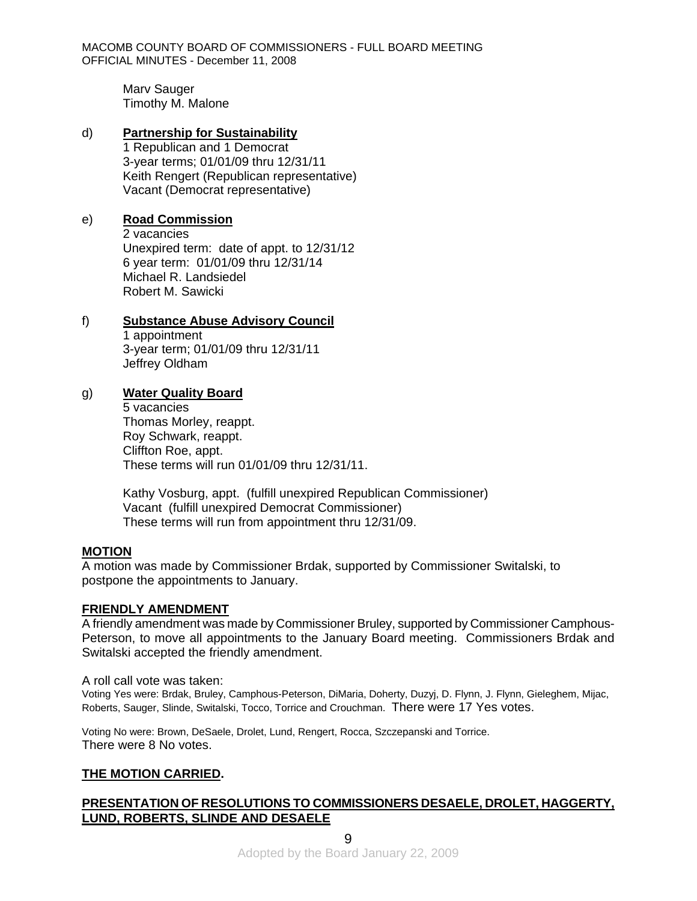Marv Sauger
Timothy M. Malone

d) **Partnership for Sustainability**
1 Republican and 1 Democrat
3-year terms; 01/01/09 thru 12/31/11
Keith Rengert (Republican representative)
Vacant (Democrat representative)

e) **Road Commission**
2 vacancies
Unexpired term: date of appt. to 12/31/12
6 year term: 01/01/09 thru 12/31/14
Michael R. Landsiedel
Robert M. Sawicki

f) **Substance Abuse Advisory Council**
1 appointment
3-year term; 01/01/09 thru 12/31/11
Jeffrey Oldham

g) **Water Quality Board**
5 vacancies
Thomas Morley, reappt.
Roy Schwark, reappt.
Cliffton Roe, appt.
These terms will run 01/01/09 thru 12/31/11.

Kathy Vosburg, appt. (fulfill unexpired Republican Commissioner)
Vacant (fulfill unexpired Democrat Commissioner)
These terms will run from appointment thru 12/31/09.

**MOTION**

A motion was made by Commissioner Brdak, supported by Commissioner Switalski, to postpone the appointments to January.

**FRIENDLY AMENDMENT**

A friendly amendment was made by Commissioner Bruley, supported by Commissioner Camphous-Peterson, to move all appointments to the January Board meeting. Commissioners Brdak and Switalski accepted the friendly amendment.

A roll call vote was taken:
Voting Yes were: Brdak, Bruley, Camphous-Peterson, DiMaria, Doherty, Duzyj, D. Flynn, J. Flynn, Gieleghem, Mijac, Roberts, Sauger, Slinde, Switalski, Tocco, Torrice and Crouchman. There were 17 Yes votes.

Voting No were: Brown, DeSaele, Drolet, Lund, Rengert, Rocca, Szczepanski and Torrice.
There were 8 No votes.

**THE MOTION CARRIED.**

**PRESENTATION OF RESOLUTIONS TO COMMISSIONERS DESAELE, DROLET, HAGGERTY, LUND, ROBERTS, SLINDE AND DESAELE**

Adopted by the Board January 22, 2009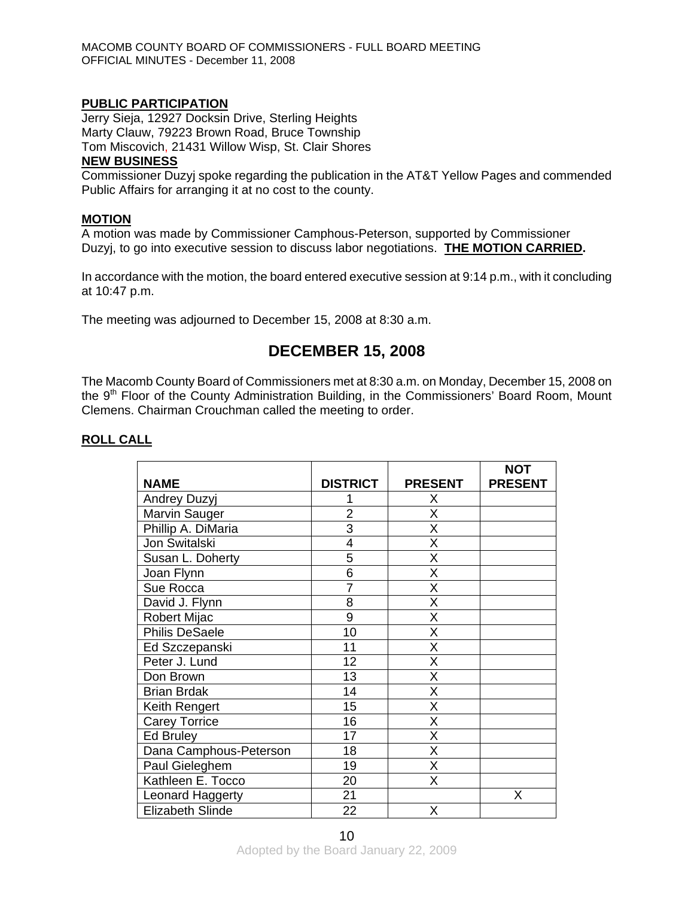**PUBLIC PARTICIPATION**

Jerry Sieja, 12927 Docksin Drive, Sterling Heights
Marty Clauw, 79223 Brown Road, Bruce Township
Tom Miscovich, 21431 Willow Wisp, St. Clair Shores

**NEW BUSINESS**

Commissioner Duzyj spoke regarding the publication in the AT&T Yellow Pages and commended Public Affairs for arranging it at no cost to the county.

**MOTION**

A motion was made by Commissioner Camphous-Peterson, supported by Commissioner Duzyj, to go into executive session to discuss labor negotiations. **THE MOTION CARRIED.**

In accordance with the motion, the board entered executive session at 9:14 p.m., with it concluding at 10:47 p.m.

The meeting was adjourned to December 15, 2008 at 8:30 a.m.

# DECEMBER 15, 2008

The Macomb County Board of Commissioners met at 8:30 a.m. on Monday, December 15, 2008 on the 9th Floor of the County Administration Building, in the Commissioners' Board Room, Mount Clemens. Chairman Crouchman called the meeting to order.

**ROLL CALL**

| NAME | DISTRICT | PRESENT | NOT PRESENT |
|---|---|---|---|
| Andrey Duzyj | 1 | X | |
| Marvin Sauger | 2 | X | |
| Phillip A. DiMaria | 3 | X | |
| Jon Switalski | 4 | X | |
| Susan L. Doherty | 5 | X | |
| Joan Flynn | 6 | X | |
| Sue Rocca | 7 | X | |
| David J. Flynn | 8 | X | |
| Robert Mijac | 9 | X | |
| Philis DeSaele | 10 | X | |
| Ed Szczepanski | 11 | X | |
| Peter J. Lund | 12 | X | |
| Don Brown | 13 | X | |
| Brian Brdak | 14 | X | |
| Keith Rengert | 15 | X | |
| Carey Torrice | 16 | X | |
| Ed Bruley | 17 | X | |
| Dana Camphous-Peterson | 18 | X | |
| Paul Gieleghem | 19 | X | |
| Kathleen E. Tocco | 20 | X | |
| Leonard Haggerty | 21 | | X |
| Elizabeth Slinde | 22 | X | |

Adopted by the Board January 22, 2009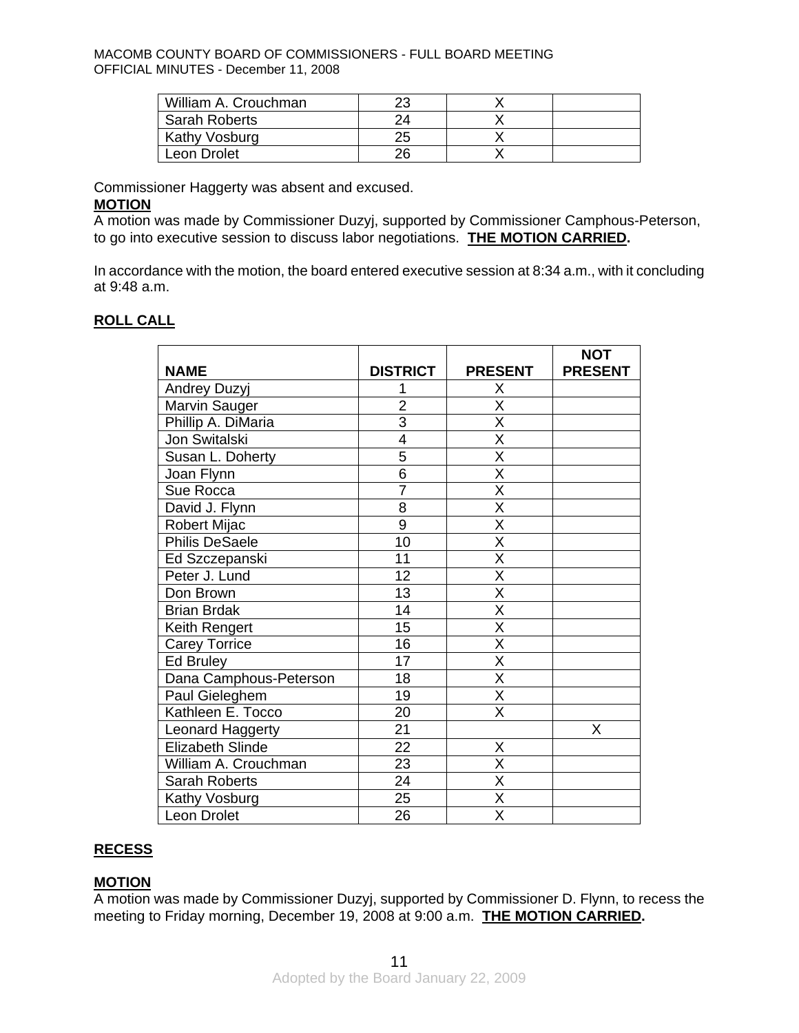| William A. Crouchman | 23 | X | |
|---|---|---|---|
| Sarah Roberts | 24 | X | |
| Kathy Vosburg | 25 | X | |
| Leon Drolet | 26 | X | |

Commissioner Haggerty was absent and excused.

**MOTION**

A motion was made by Commissioner Duzyj, supported by Commissioner Camphous-Peterson, to go into executive session to discuss labor negotiations. **THE MOTION CARRIED.**

In accordance with the motion, the board entered executive session at 8:34 a.m., with it concluding at 9:48 a.m.

**ROLL CALL**

| NAME | DISTRICT | PRESENT | NOT PRESENT |
|---|---|---|---|
| Andrey Duzyj | 1 | X | |
| Marvin Sauger | 2 | X | |
| Phillip A. DiMaria | 3 | X | |
| Jon Switalski | 4 | X | |
| Susan L. Doherty | 5 | X | |
| Joan Flynn | 6 | X | |
| Sue Rocca | 7 | X | |
| David J. Flynn | 8 | X | |
| Robert Mijac | 9 | X | |
| Philis DeSaele | 10 | X | |
| Ed Szczepanski | 11 | X | |
| Peter J. Lund | 12 | X | |
| Don Brown | 13 | X | |
| Brian Brdak | 14 | X | |
| Keith Rengert | 15 | X | |
| Carey Torrice | 16 | X | |
| Ed Bruley | 17 | X | |
| Dana Camphous-Peterson | 18 | X | |
| Paul Gieleghem | 19 | X | |
| Kathleen E. Tocco | 20 | X | |
| Leonard Haggerty | 21 | | X |
| Elizabeth Slinde | 22 | X | |
| William A. Crouchman | 23 | X | |
| Sarah Roberts | 24 | X | |
| Kathy Vosburg | 25 | X | |
| Leon Drolet | 26 | X | |

**RECESS**

**MOTION**

A motion was made by Commissioner Duzyj, supported by Commissioner D. Flynn, to recess the meeting to Friday morning, December 19, 2008 at 9:00 a.m. **THE MOTION CARRIED.**

Adopted by the Board January 22, 2009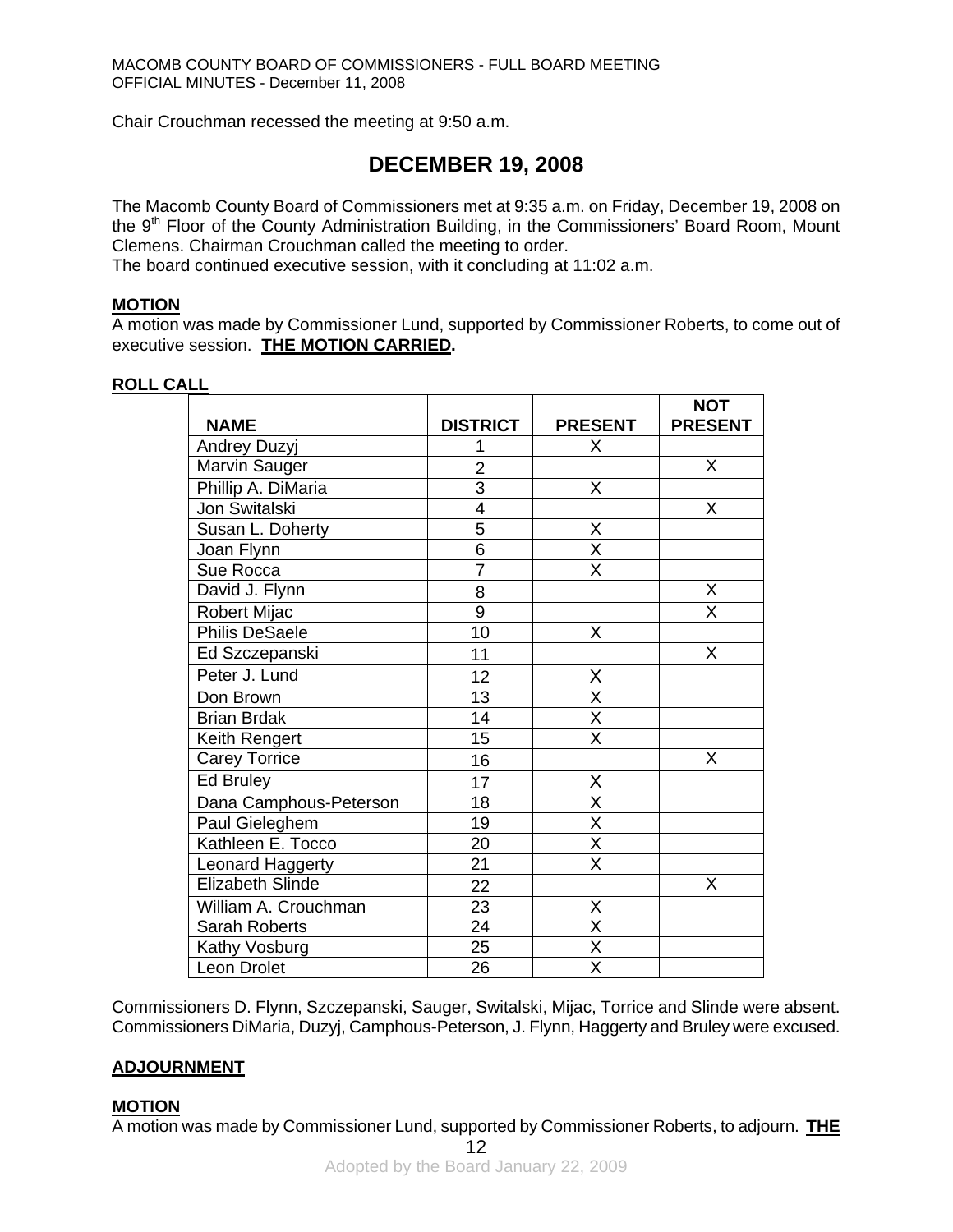Chair Crouchman recessed the meeting at 9:50 a.m.

# DECEMBER 19, 2008

The Macomb County Board of Commissioners met at 9:35 a.m. on Friday, December 19, 2008 on the 9th Floor of the County Administration Building, in the Commissioners' Board Room, Mount Clemens. Chairman Crouchman called the meeting to order.
The board continued executive session, with it concluding at 11:02 a.m.

**MOTION**
A motion was made by Commissioner Lund, supported by Commissioner Roberts, to come out of executive session. **THE MOTION CARRIED.**

**ROLL CALL**

| NAME | DISTRICT | PRESENT | NOT PRESENT |
|---|---|---|---|
| Andrey Duzyj | 1 | X | |
| Marvin Sauger | 2 | | X |
| Phillip A. DiMaria | 3 | X | |
| Jon Switalski | 4 | | X |
| Susan L. Doherty | 5 | X | |
| Joan Flynn | 6 | X | |
| Sue Rocca | 7 | X | |
| David J. Flynn | 8 | | X |
| Robert Mijac | 9 | | X |
| Philis DeSaele | 10 | X | |
| Ed Szczepanski | 11 | | X |
| Peter J. Lund | 12 | X | |
| Don Brown | 13 | X | |
| Brian Brdak | 14 | X | |
| Keith Rengert | 15 | X | |
| Carey Torrice | 16 | | X |
| Ed Bruley | 17 | X | |
| Dana Camphous-Peterson | 18 | X | |
| Paul Gieleghem | 19 | X | |
| Kathleen E. Tocco | 20 | X | |
| Leonard Haggerty | 21 | X | |
| Elizabeth Slinde | 22 | | X |
| William A. Crouchman | 23 | X | |
| Sarah Roberts | 24 | X | |
| Kathy Vosburg | 25 | X | |
| Leon Drolet | 26 | X | |

Commissioners D. Flynn, Szczepanski, Sauger, Switalski, Mijac, Torrice and Slinde were absent. Commissioners DiMaria, Duzyj, Camphous-Peterson, J. Flynn, Haggerty and Bruley were excused.

**ADJOURNMENT**

**MOTION**
A motion was made by Commissioner Lund, supported by Commissioner Roberts, to adjourn. **THE**

Adopted by the Board January 22, 2009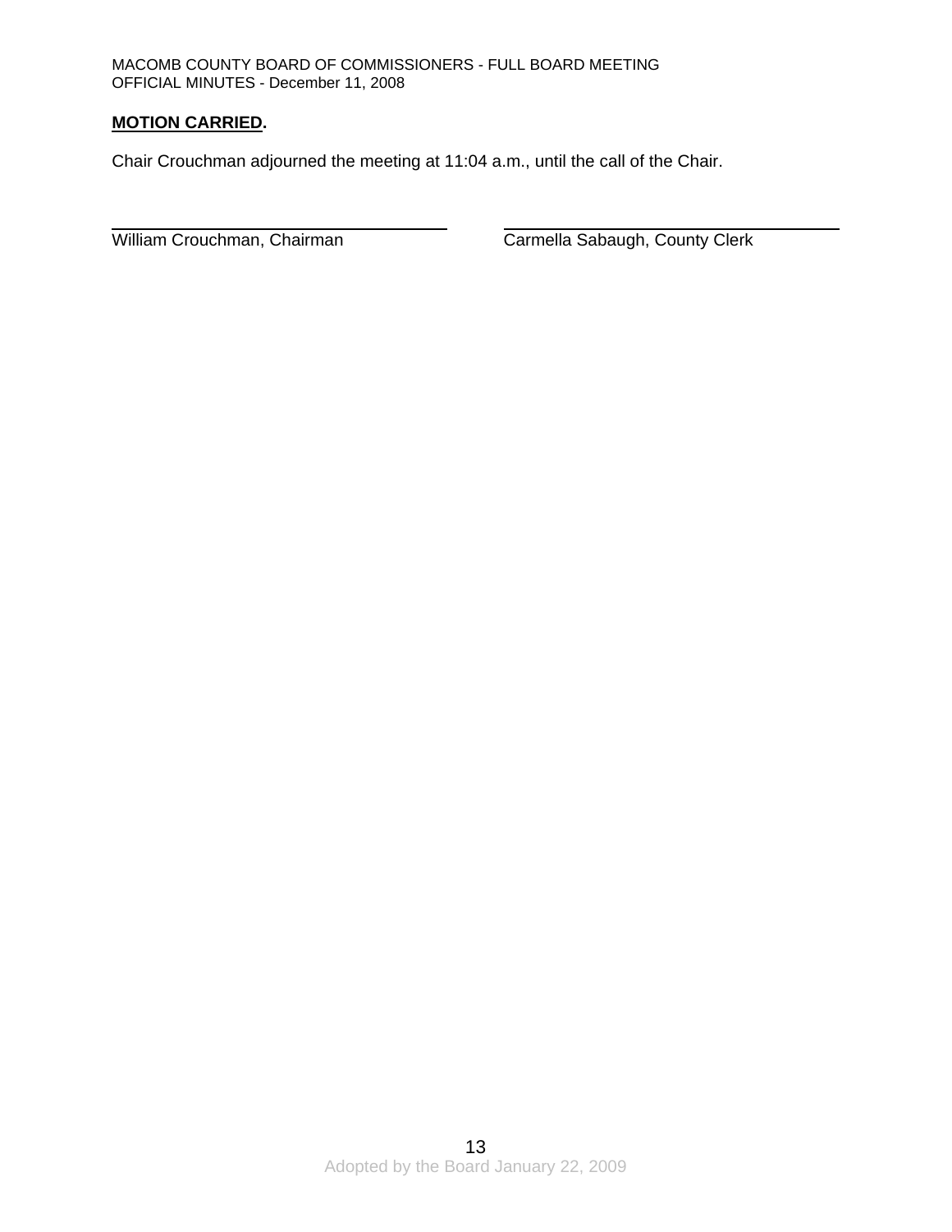**MOTION CARRIED.**

Chair Crouchman adjourned the meeting at 11:04 a.m., until the call of the Chair.

| | |
|---|---|
| William Crouchman, Chairman | Carmella Sabaugh, County Clerk |

Adopted by the Board January 22, 2009